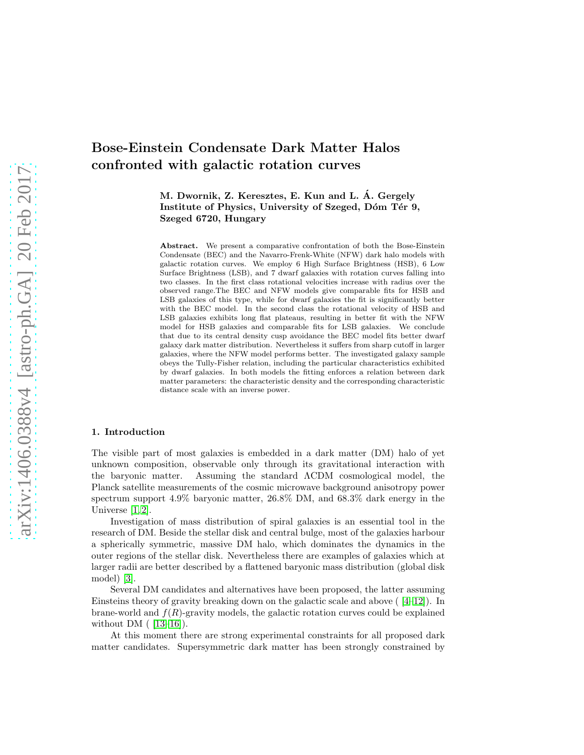# Bose-Einstein Condensate Dark Matter Halos confronted with galactic rotation curves

**M. Dwornik, Z. Keresztes, E. Kun and L. Á. Gergely**
**Institute of Physics, University of Szeged, Dóm Tér 9, Szeged 6720, Hungary**

**Abstract.** We present a comparative confrontation of both the Bose-Einstein Condensate (BEC) and the Navarro-Frenk-White (NFW) dark halo models with galactic rotation curves. We employ 6 High Surface Brightness (HSB), 6 Low Surface Brightness (LSB), and 7 dwarf galaxies with rotation curves falling into two classes. In the first class rotational velocities increase with radius over the observed range.The BEC and NFW models give comparable fits for HSB and LSB galaxies of this type, while for dwarf galaxies the fit is significantly better with the BEC model. In the second class the rotational velocity of HSB and LSB galaxies exhibits long flat plateaus, resulting in better fit with the NFW model for HSB galaxies and comparable fits for LSB galaxies. We conclude that due to its central density cusp avoidance the BEC model fits better dwarf galaxy dark matter distribution. Nevertheless it suffers from sharp cutoff in larger galaxies, where the NFW model performs better. The investigated galaxy sample obeys the Tully-Fisher relation, including the particular characteristics exhibited by dwarf galaxies. In both models the fitting enforces a relation between dark matter parameters: the characteristic density and the corresponding characteristic distance scale with an inverse power.

## 1. Introduction

The visible part of most galaxies is embedded in a dark matter (DM) halo of yet unknown composition, observable only through its gravitational interaction with the baryonic matter. Assuming the standard $\Lambda$CDM cosmological model, the Planck satellite measurements of the cosmic microwave background anisotropy power spectrum support 4.9% baryonic matter, 26.8% DM, and 68.3% dark energy in the Universe [1,2].

Investigation of mass distribution of spiral galaxies is an essential tool in the research of DM. Beside the stellar disk and central bulge, most of the galaxies harbour a spherically symmetric, massive DM halo, which dominates the dynamics in the outer regions of the stellar disk. Nevertheless there are examples of galaxies which at larger radii are better described by a flattened baryonic mass distribution (global disk model) [3].

Several DM candidates and alternatives have been proposed, the latter assuming Einsteins theory of gravity breaking down on the galactic scale and above ( [4–12]). In brane-world and $f(R)$-gravity models, the galactic rotation curves could be explained without DM ( [13–16]).

At this moment there are strong experimental constraints for all proposed dark matter candidates. Supersymmetric dark matter has been strongly constrained by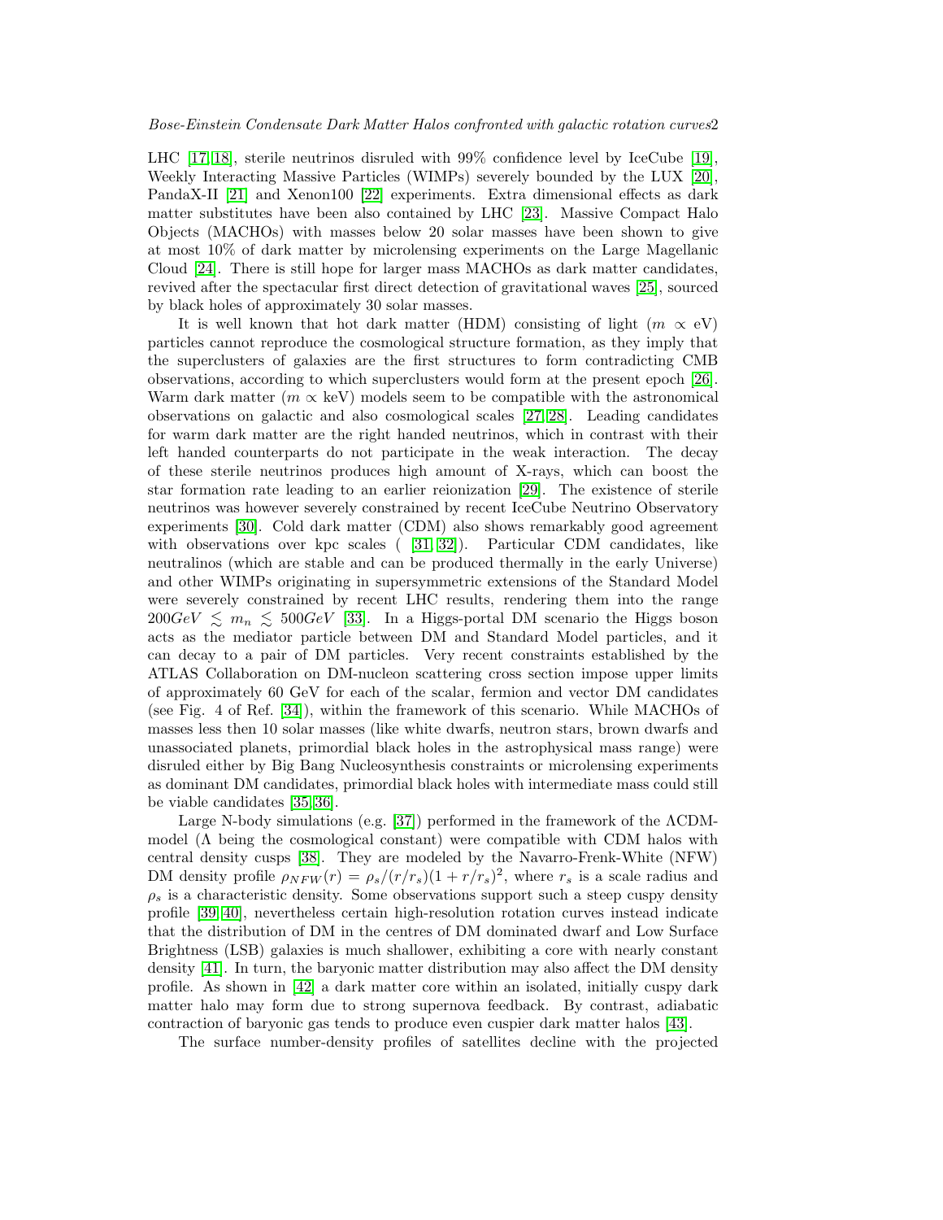LHC [17, 18], sterile neutrinos disruled with 99% confidence level by IceCube [19], Weekly Interacting Massive Particles (WIMPs) severely bounded by the LUX [20], PandaX-II [21] and Xenon100 [22] experiments. Extra dimensional effects as dark matter substitutes have been also contained by LHC [23]. Massive Compact Halo Objects (MACHOs) with masses below 20 solar masses have been shown to give at most 10% of dark matter by microlensing experiments on the Large Magellanic Cloud [24]. There is still hope for larger mass MACHOs as dark matter candidates, revived after the spectacular first direct detection of gravitational waves [25], sourced by black holes of approximately 30 solar masses.

It is well known that hot dark matter (HDM) consisting of light ($m \propto$ eV) particles cannot reproduce the cosmological structure formation, as they imply that the superclusters of galaxies are the first structures to form contradicting CMB observations, according to which superclusters would form at the present epoch [26]. Warm dark matter ($m \propto$ keV) models seem to be compatible with the astronomical observations on galactic and also cosmological scales [27, 28]. Leading candidates for warm dark matter are the right handed neutrinos, which in contrast with their left handed counterparts do not participate in the weak interaction. The decay of these sterile neutrinos produces high amount of X-rays, which can boost the star formation rate leading to an earlier reionization [29]. The existence of sterile neutrinos was however severely constrained by recent IceCube Neutrino Observatory experiments [30]. Cold dark matter (CDM) also shows remarkably good agreement with observations over kpc scales ( [31, 32]). Particular CDM candidates, like neutralinos (which are stable and can be produced thermally in the early Universe) and other WIMPs originating in supersymmetric extensions of the Standard Model were severely constrained by recent LHC results, rendering them into the range $200GeV \lesssim m_n \lesssim 500GeV$ [33]. In a Higgs-portal DM scenario the Higgs boson acts as the mediator particle between DM and Standard Model particles, and it can decay to a pair of DM particles. Very recent constraints established by the ATLAS Collaboration on DM-nucleon scattering cross section impose upper limits of approximately 60 GeV for each of the scalar, fermion and vector DM candidates (see Fig. 4 of Ref. [34]), within the framework of this scenario. While MACHOs of masses less then 10 solar masses (like white dwarfs, neutron stars, brown dwarfs and unassociated planets, primordial black holes in the astrophysical mass range) were disruled either by Big Bang Nucleosynthesis constraints or microlensing experiments as dominant DM candidates, primordial black holes with intermediate mass could still be viable candidates [35, 36].

Large N-body simulations (e.g. [37]) performed in the framework of the ΛCDM-model (Λ being the cosmological constant) were compatible with CDM halos with central density cusps [38]. They are modeled by the Navarro-Frenk-White (NFW) DM density profile $\rho_{NFW}(r) = \rho_s/(r/r_s)(1 + r/r_s)^2$, where $r_s$ is a scale radius and $\rho_s$ is a characteristic density. Some observations support such a steep cuspy density profile [39, 40], nevertheless certain high-resolution rotation curves instead indicate that the distribution of DM in the centres of DM dominated dwarf and Low Surface Brightness (LSB) galaxies is much shallower, exhibiting a core with nearly constant density [41]. In turn, the baryonic matter distribution may also affect the DM density profile. As shown in [42] a dark matter core within an isolated, initially cuspy dark matter halo may form due to strong supernova feedback. By contrast, adiabatic contraction of baryonic gas tends to produce even cuspier dark matter halos [43].

The surface number-density profiles of satellites decline with the projected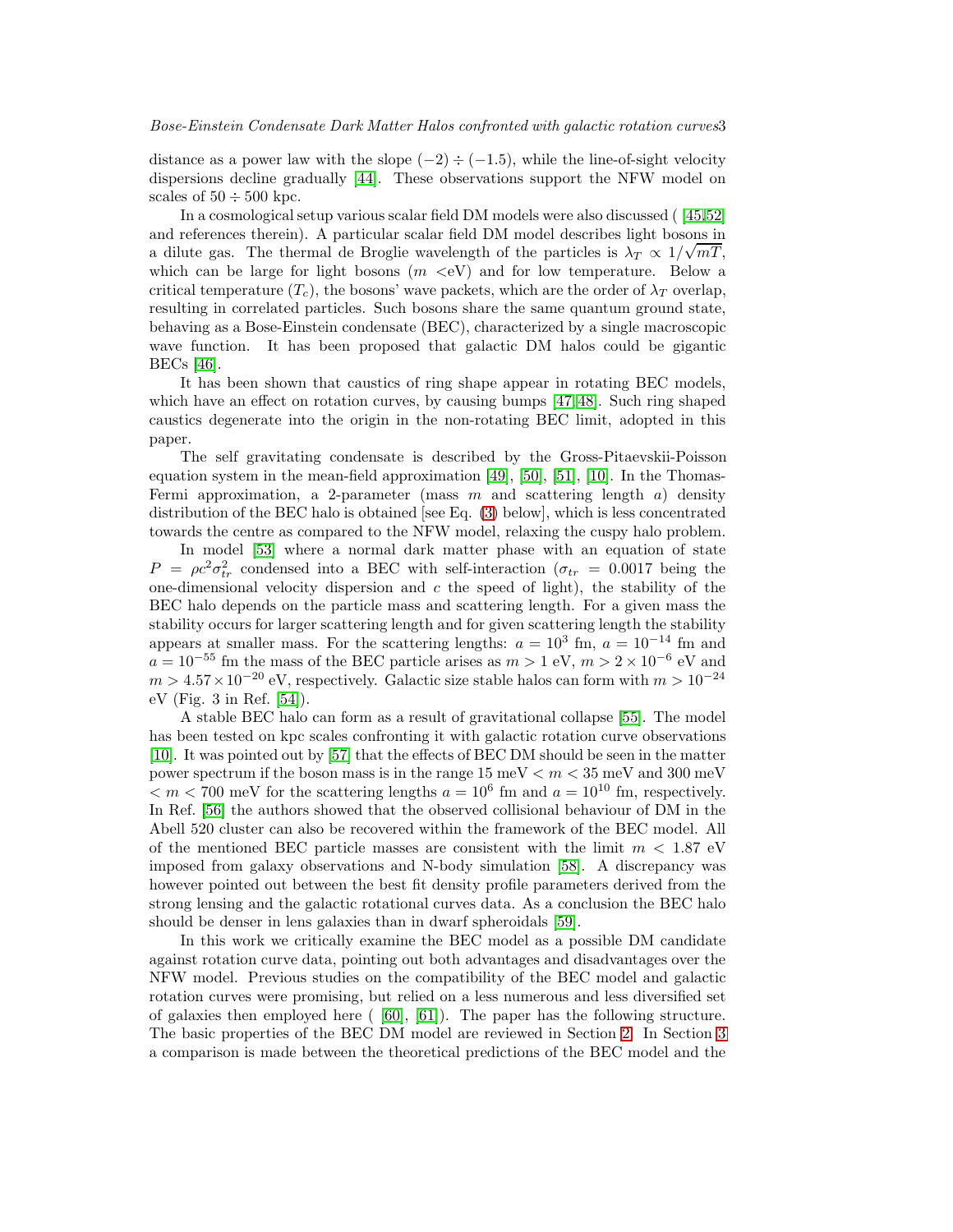distance as a power law with the slope $(-2) \div (-1.5)$, while the line-of-sight velocity dispersions decline gradually [44]. These observations support the NFW model on scales of $50 \div 500$ kpc.

In a cosmological setup various scalar field DM models were also discussed ( [45,52] and references therein). A particular scalar field DM model describes light bosons in a dilute gas. The thermal de Broglie wavelength of the particles is $\lambda_T \propto 1/\sqrt{mT}$, which can be large for light bosons ($m$ <eV) and for low temperature. Below a critical temperature ($T_c$), the bosons' wave packets, which are the order of $\lambda_T$ overlap, resulting in correlated particles. Such bosons share the same quantum ground state, behaving as a Bose-Einstein condensate (BEC), characterized by a single macroscopic wave function. It has been proposed that galactic DM halos could be gigantic BECs [46].

It has been shown that caustics of ring shape appear in rotating BEC models, which have an effect on rotation curves, by causing bumps [47,48]. Such ring shaped caustics degenerate into the origin in the non-rotating BEC limit, adopted in this paper.

The self gravitating condensate is described by the Gross-Pitaevskii-Poisson equation system in the mean-field approximation [49], [50], [51], [10]. In the Thomas-Fermi approximation, a 2-parameter (mass $m$ and scattering length $a$) density distribution of the BEC halo is obtained [see Eq. (3) below], which is less concentrated towards the centre as compared to the NFW model, relaxing the cuspy halo problem.

In model [53] where a normal dark matter phase with an equation of state $P = \rho c^2 \sigma_{tr}^2$ condensed into a BEC with self-interaction ($\sigma_{tr} = 0.0017$ being the one-dimensional velocity dispersion and $c$ the speed of light), the stability of the BEC halo depends on the particle mass and scattering length. For a given mass the stability occurs for larger scattering length and for given scattering length the stability appears at smaller mass. For the scattering lengths: $a = 10^3$ fm, $a = 10^{-14}$ fm and $a = 10^{-55}$ fm the mass of the BEC particle arises as $m > 1$ eV, $m > 2 \times 10^{-6}$ eV and $m > 4.57 \times 10^{-20}$ eV, respectively. Galactic size stable halos can form with $m > 10^{-24}$ eV (Fig. 3 in Ref. [54]).

A stable BEC halo can form as a result of gravitational collapse [55]. The model has been tested on kpc scales confronting it with galactic rotation curve observations [10]. It was pointed out by [57] that the effects of BEC DM should be seen in the matter power spectrum if the boson mass is in the range 15 meV $< m <$ 35 meV and 300 meV $< m <$ 700 meV for the scattering lengths $a = 10^6$ fm and $a = 10^{10}$ fm, respectively. In Ref. [56] the authors showed that the observed collisional behaviour of DM in the Abell 520 cluster can also be recovered within the framework of the BEC model. All of the mentioned BEC particle masses are consistent with the limit $m < 1.87$ eV imposed from galaxy observations and N-body simulation [58]. A discrepancy was however pointed out between the best fit density profile parameters derived from the strong lensing and the galactic rotational curves data. As a conclusion the BEC halo should be denser in lens galaxies than in dwarf spheroidals [59].

In this work we critically examine the BEC model as a possible DM candidate against rotation curve data, pointing out both advantages and disadvantages over the NFW model. Previous studies on the compatibility of the BEC model and galactic rotation curves were promising, but relied on a less numerous and less diversified set of galaxies then employed here ( [60], [61]). The paper has the following structure. The basic properties of the BEC DM model are reviewed in Section 2. In Section 3 a comparison is made between the theoretical predictions of the BEC model and the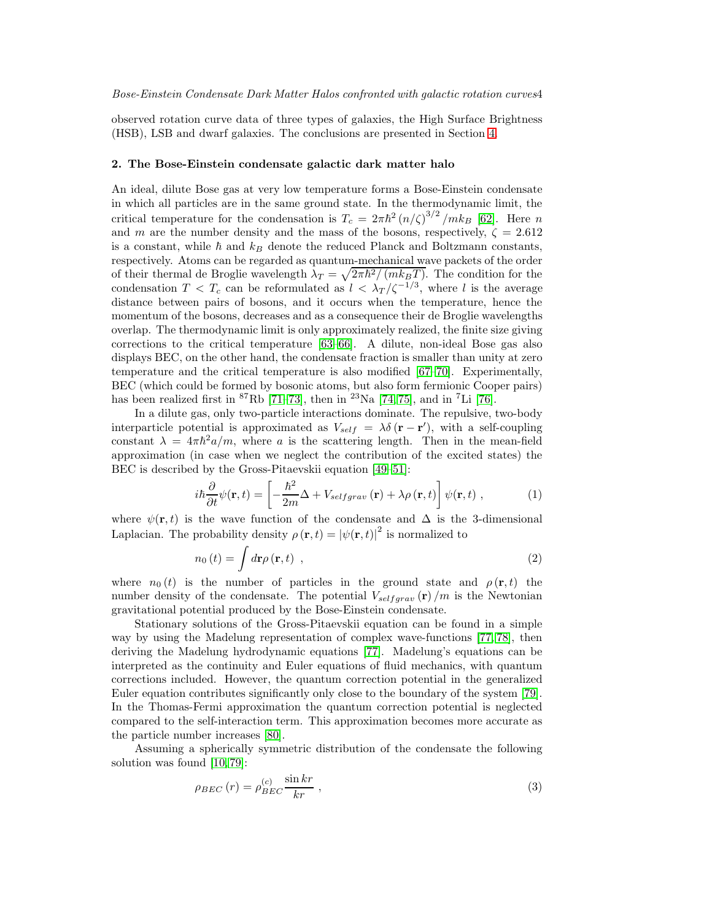observed rotation curve data of three types of galaxies, the High Surface Brightness (HSB), LSB and dwarf galaxies. The conclusions are presented in Section 4.

## 2. The Bose-Einstein condensate galactic dark matter halo

An ideal, dilute Bose gas at very low temperature forms a Bose-Einstein condensate in which all particles are in the same ground state. In the thermodynamic limit, the critical temperature for the condensation is $T_c = 2\pi\hbar^2 (n/\zeta)^{3/2}/mk_B$ [62]. Here $n$ and $m$ are the number density and the mass of the bosons, respectively, $\zeta = 2.612$ is a constant, while $\hbar$ and $k_B$ denote the reduced Planck and Boltzmann constants, respectively. Atoms can be regarded as quantum-mechanical wave packets of the order of their thermal de Broglie wavelength $\lambda_T = \sqrt{2\pi\hbar^2/(mk_BT)}$. The condition for the condensation $T < T_c$ can be reformulated as $l < \lambda_T/\zeta^{-1/3}$, where $l$ is the average distance between pairs of bosons, and it occurs when the temperature, hence the momentum of the bosons, decreases and as a consequence their de Broglie wavelengths overlap. The thermodynamic limit is only approximately realized, the finite size giving corrections to the critical temperature [63–66]. A dilute, non-ideal Bose gas also displays BEC, on the other hand, the condensate fraction is smaller than unity at zero temperature and the critical temperature is also modified [67–70]. Experimentally, BEC (which could be formed by bosonic atoms, but also form fermionic Cooper pairs) has been realized first in $^{87}$Rb [71–73], then in $^{23}$Na [74, 75], and in $^{7}$Li [76].

In a dilute gas, only two-particle interactions dominate. The repulsive, two-body interparticle potential is approximated as $V_{self} = \lambda\delta(\mathbf{r} - \mathbf{r}')$, with a self-coupling constant $\lambda = 4\pi\hbar^2 a/m$, where $a$ is the scattering length. Then in the mean-field approximation (in case when we neglect the contribution of the excited states) the BEC is described by the Gross-Pitaevskii equation [49–51]:

$$i\hbar\frac{\partial}{\partial t}\psi(\mathbf{r},t) = \left[-\frac{\hbar^2}{2m}\Delta + V_{selfgrav}(\mathbf{r}) + \lambda\rho(\mathbf{r},t)\right]\psi(\mathbf{r},t) \ , \tag{1}$$

where $\psi(\mathbf{r},t)$ is the wave function of the condensate and $\Delta$ is the 3-dimensional Laplacian. The probability density $\rho(\mathbf{r},t) = |\psi(\mathbf{r},t)|^2$ is normalized to

$$n_0(t) = \int d\mathbf{r}\rho(\mathbf{r},t) \ , \tag{2}$$

where $n_0(t)$ is the number of particles in the ground state and $\rho(\mathbf{r},t)$ the number density of the condensate. The potential $V_{selfgrav}(\mathbf{r})/m$ is the Newtonian gravitational potential produced by the Bose-Einstein condensate.

Stationary solutions of the Gross-Pitaevskii equation can be found in a simple way by using the Madelung representation of complex wave-functions [77, 78], then deriving the Madelung hydrodynamic equations [77]. Madelung's equations can be interpreted as the continuity and Euler equations of fluid mechanics, with quantum corrections included. However, the quantum correction potential in the generalized Euler equation contributes significantly only close to the boundary of the system [79]. In the Thomas-Fermi approximation the quantum correction potential is neglected compared to the self-interaction term. This approximation becomes more accurate as the particle number increases [80].

Assuming a spherically symmetric distribution of the condensate the following solution was found [10, 79]:

$$\rho_{BEC}(r) = \rho_{BEC}^{(c)}\frac{\sin kr}{kr} \ , \tag{3}$$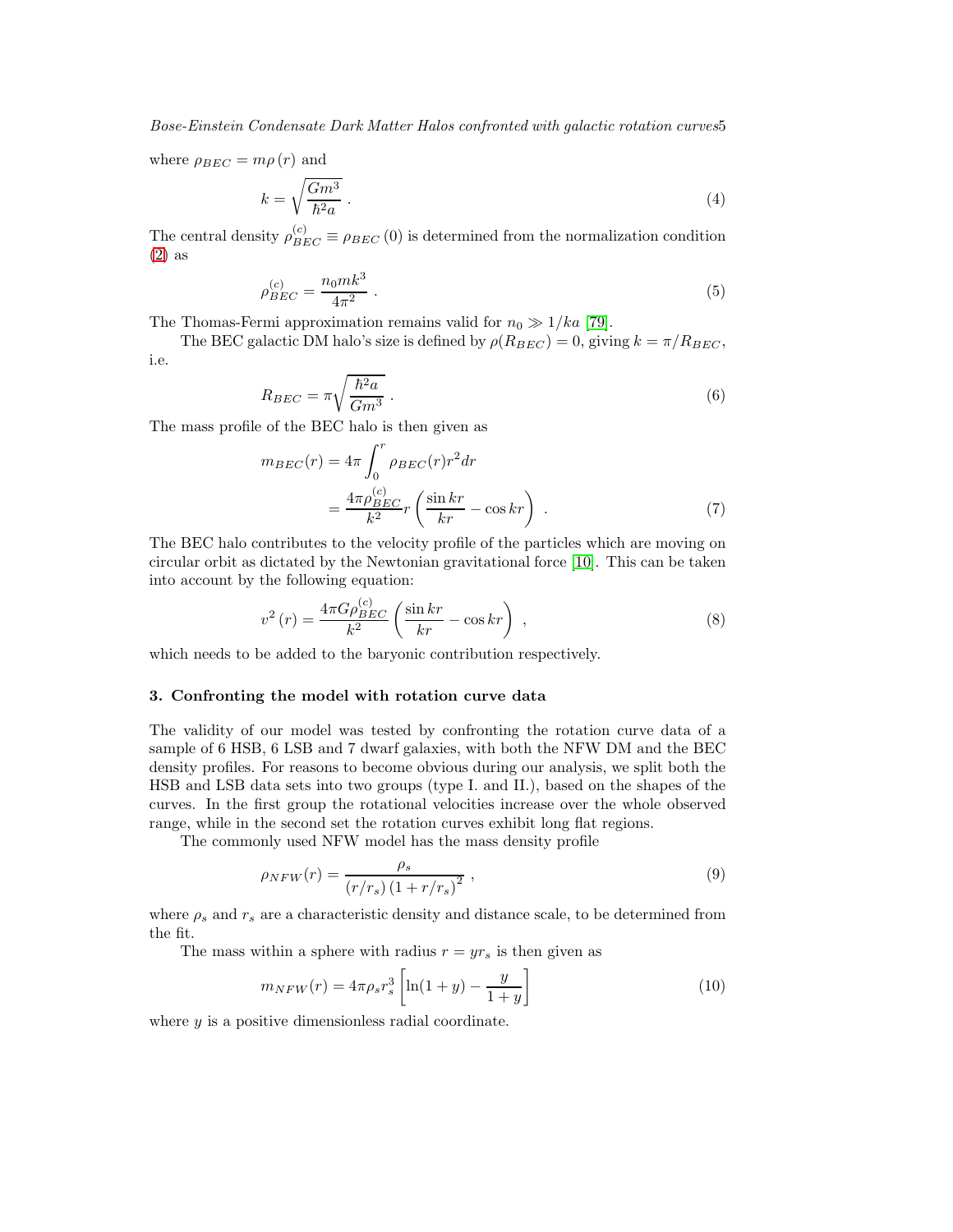where $\rho_{BEC} = m\rho(r)$ and

$$k = \sqrt{\frac{Gm^3}{\hbar^2 a}} \ . \tag{4}$$

The central density $\rho_{BEC}^{(c)} \equiv \rho_{BEC}(0)$ is determined from the normalization condition (2) as

$$\rho_{BEC}^{(c)} = \frac{n_0 m k^3}{4\pi^2} \ . \tag{5}$$

The Thomas-Fermi approximation remains valid for $n_0 \gg 1/ka$ [79].

The BEC galactic DM halo's size is defined by $\rho(R_{BEC}) = 0$, giving $k = \pi/R_{BEC}$, i.e.

$$R_{BEC} = \pi\sqrt{\frac{\hbar^2 a}{Gm^3}} \ . \tag{6}$$

The mass profile of the BEC halo is then given as

$$\begin{aligned} m_{BEC}(r) &= 4\pi \int_0^r \rho_{BEC}(r) r^2 dr \\ &= \frac{4\pi\rho_{BEC}^{(c)}}{k^2} r\left(\frac{\sin kr}{kr} - \cos kr\right) \ . \end{aligned} \tag{7}$$

The BEC halo contributes to the velocity profile of the particles which are moving on circular orbit as dictated by the Newtonian gravitational force [10]. This can be taken into account by the following equation:

$$v^2(r) = \frac{4\pi G\rho_{BEC}^{(c)}}{k^2}\left(\frac{\sin kr}{kr} - \cos kr\right) \ , \tag{8}$$

which needs to be added to the baryonic contribution respectively.

## 3. Confronting the model with rotation curve data

The validity of our model was tested by confronting the rotation curve data of a sample of 6 HSB, 6 LSB and 7 dwarf galaxies, with both the NFW DM and the BEC density profiles. For reasons to become obvious during our analysis, we split both the HSB and LSB data sets into two groups (type I. and II.), based on the shapes of the curves. In the first group the rotational velocities increase over the whole observed range, while in the second set the rotation curves exhibit long flat regions.

The commonly used NFW model has the mass density profile

$$\rho_{NFW}(r) = \frac{\rho_s}{(r/r_s)\left(1 + r/r_s\right)^2} \ , \tag{9}$$

where $\rho_s$ and $r_s$ are a characteristic density and distance scale, to be determined from the fit.

The mass within a sphere with radius $r = yr_s$ is then given as

$$m_{NFW}(r) = 4\pi\rho_s r_s^3\left[\ln(1+y) - \frac{y}{1+y}\right] \tag{10}$$

where $y$ is a positive dimensionless radial coordinate.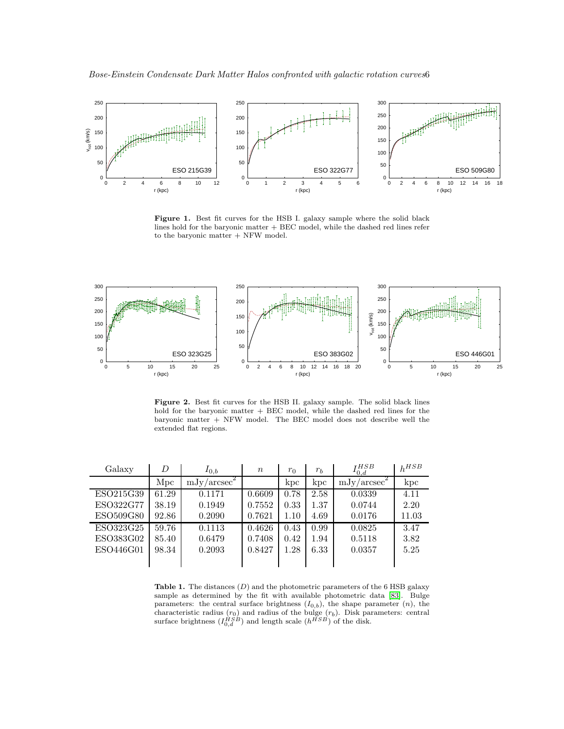**Figure 1.** Best fit curves for the HSB I. galaxy sample where the solid black lines hold for the baryonic matter + BEC model, while the dashed red lines refer to the baryonic matter + NFW model.

**Figure 2.** Best fit curves for the HSB II. galaxy sample. The solid black lines hold for the baryonic matter + BEC model, while the dashed red lines for the baryonic matter + NFW model. The BEC model does not describe well the extended flat regions.

| Galaxy | $D$ | $I_{0,b}$ | $n$ | $r_0$ | $r_b$ | $I_{0,d}^{HSB}$ | $h^{HSB}$ |
|---|---|---|---|---|---|---|---|
| | Mpc | mJy/arcsec$^2$ | | kpc | kpc | mJy/arcsec$^2$ | kpc |
| ESO215G39 | 61.29 | 0.1171 | 0.6609 | 0.78 | 2.58 | 0.0339 | 4.11 |
| ESO322G77 | 38.19 | 0.1949 | 0.7552 | 0.33 | 1.37 | 0.0744 | 2.20 |
| ESO509G80 | 92.86 | 0.2090 | 0.7621 | 1.10 | 4.69 | 0.0176 | 11.03 |
| ESO323G25 | 59.76 | 0.1113 | 0.4626 | 0.43 | 0.99 | 0.0825 | 3.47 |
| ESO383G02 | 85.40 | 0.6479 | 0.7408 | 0.42 | 1.94 | 0.5118 | 3.82 |
| ESO446G01 | 98.34 | 0.2093 | 0.8427 | 1.28 | 6.33 | 0.0357 | 5.25 |

**Table 1.** The distances ($D$) and the photometric parameters of the 6 HSB galaxy sample as determined by the fit with available photometric data [83]. Bulge parameters: the central surface brightness ($I_{0,b}$), the shape parameter ($n$), the characteristic radius ($r_0$) and radius of the bulge ($r_b$). Disk parameters: central surface brightness ($I_{0,d}^{HSB}$) and length scale ($h^{HSB}$) of the disk.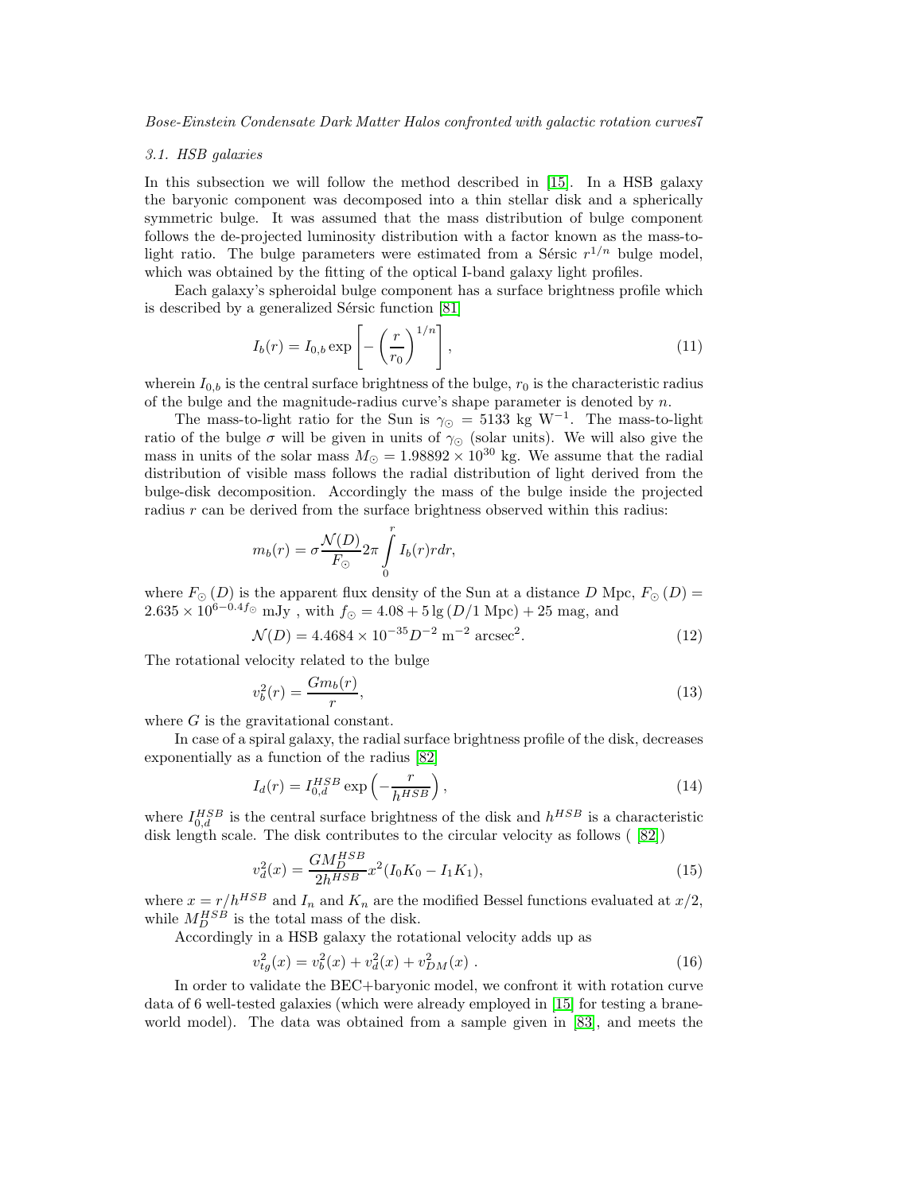### 3.1. HSB galaxies

In this subsection we will follow the method described in [15]. In a HSB galaxy the baryonic component was decomposed into a thin stellar disk and a spherically symmetric bulge. It was assumed that the mass distribution of bulge component follows the de-projected luminosity distribution with a factor known as the mass-to-light ratio. The bulge parameters were estimated from a Sérsic $r^{1/n}$ bulge model, which was obtained by the fitting of the optical I-band galaxy light profiles.

Each galaxy's spheroidal bulge component has a surface brightness profile which is described by a generalized Sérsic function [81]

$$I_b(r) = I_{0,b} \exp\left[-\left(\frac{r}{r_0}\right)^{1/n}\right], \tag{11}$$

wherein $I_{0,b}$ is the central surface brightness of the bulge, $r_0$ is the characteristic radius of the bulge and the magnitude-radius curve's shape parameter is denoted by $n$.

The mass-to-light ratio for the Sun is $\gamma_\odot = 5133$ kg W$^{-1}$. The mass-to-light ratio of the bulge $\sigma$ will be given in units of $\gamma_\odot$ (solar units). We will also give the mass in units of the solar mass $M_\odot = 1.98892 \times 10^{30}$ kg. We assume that the radial distribution of visible mass follows the radial distribution of light derived from the bulge-disk decomposition. Accordingly the mass of the bulge inside the projected radius $r$ can be derived from the surface brightness observed within this radius:

$$m_b(r) = \sigma \frac{\mathcal{N}(D)}{F_\odot} 2\pi \int_0^r I_b(r) r dr,$$

where $F_\odot(D)$ is the apparent flux density of the Sun at a distance $D$ Mpc, $F_\odot(D) = 2.635 \times 10^{6-0.4 f_\odot}$ mJy , with $f_\odot = 4.08 + 5 \lg(D/1 \text{ Mpc}) + 25$ mag, and

$$\mathcal{N}(D) = 4.4684 \times 10^{-35} D^{-2} \text{ m}^{-2} \text{ arcsec}^2. \tag{12}$$

The rotational velocity related to the bulge

$$v_b^2(r) = \frac{G m_b(r)}{r}, \tag{13}$$

where $G$ is the gravitational constant.

In case of a spiral galaxy, the radial surface brightness profile of the disk, decreases exponentially as a function of the radius [82]

$$I_d(r) = I_{0,d}^{HSB} \exp\left(-\frac{r}{h^{HSB}}\right), \tag{14}$$

where $I_{0,d}^{HSB}$ is the central surface brightness of the disk and $h^{HSB}$ is a characteristic disk length scale. The disk contributes to the circular velocity as follows ( [82])

$$v_d^2(x) = \frac{G M_D^{HSB}}{2 h^{HSB}} x^2 (I_0 K_0 - I_1 K_1), \tag{15}$$

where $x = r/h^{HSB}$ and $I_n$ and $K_n$ are the modified Bessel functions evaluated at $x/2$, while $M_D^{HSB}$ is the total mass of the disk.

Accordingly in a HSB galaxy the rotational velocity adds up as

$$v_{tg}^2(x) = v_b^2(x) + v_d^2(x) + v_{DM}^2(x) \ . \tag{16}$$

In order to validate the BEC+baryonic model, we confront it with rotation curve data of 6 well-tested galaxies (which were already employed in [15] for testing a brane-world model). The data was obtained from a sample given in [83], and meets the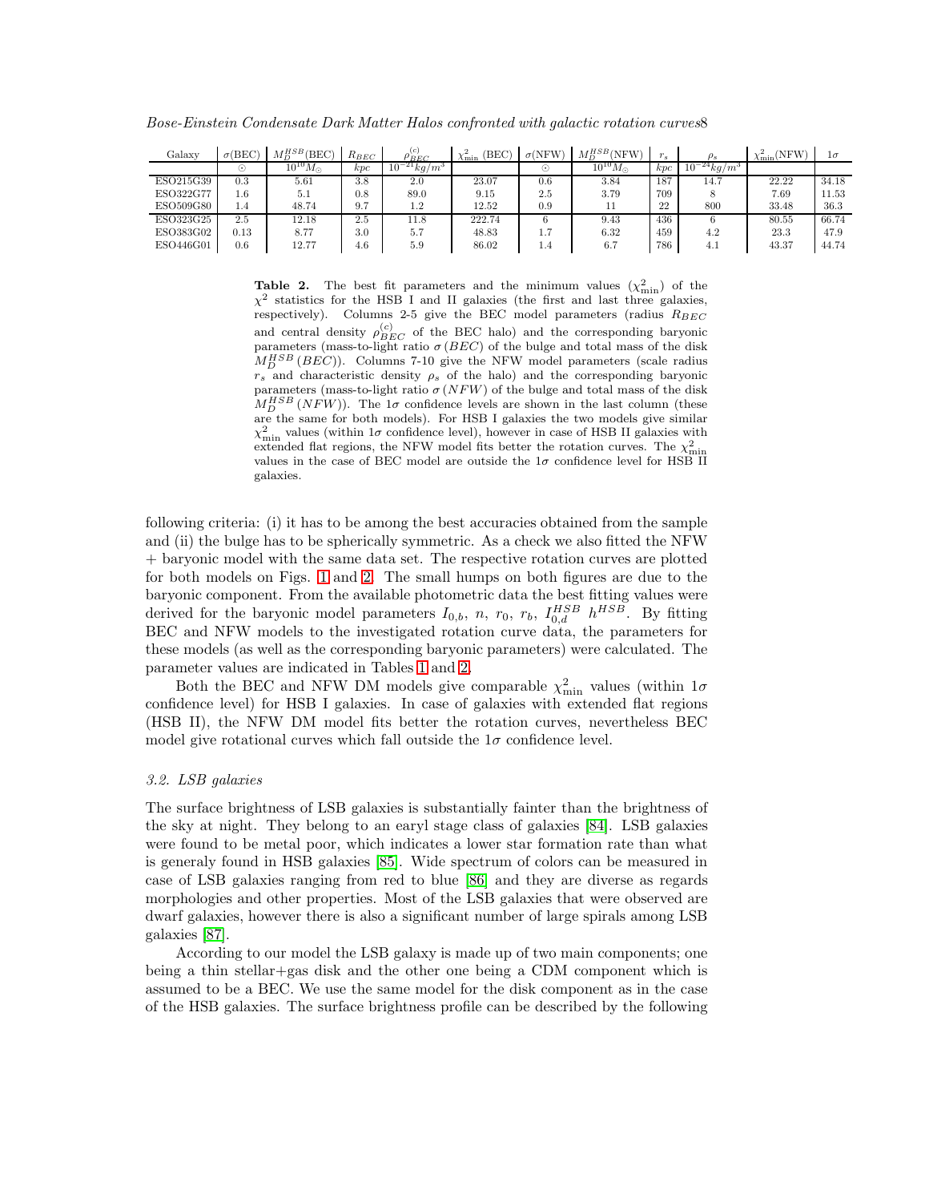| Galaxy | $\sigma$(BEC) | $M_D^{HSB}$(BEC) | $R_{BEC}$ | $\rho_{BEC}^{(c)}$ | $\chi^2_{\min}$ (BEC) | $\sigma$(NFW) | $M_D^{HSB}$(NFW) | $r_s$ | $\rho_s$ | $\chi^2_{\min}$(NFW) | $1\sigma$ |
|---|---|---|---|---|---|---|---|---|---|---|---|
| | $\odot$ | $10^{10}M_\odot$ | $kpc$ | $10^{-21}kg/m^3$ | | $\odot$ | $10^{10}M_\odot$ | $kpc$ | $10^{-24}kg/m^3$ | | |
| ESO215G39 | 0.3 | 5.61 | 3.8 | 2.0 | 23.07 | 0.6 | 3.84 | 187 | 14.7 | 22.22 | 34.18 |
| ESO322G77 | 1.6 | 5.1 | 0.8 | 89.0 | 9.15 | 2.5 | 3.79 | 709 | 8 | 7.69 | 11.53 |
| ESO509G80 | 1.4 | 48.74 | 9.7 | 1.2 | 12.52 | 0.9 | 11 | 22 | 800 | 33.48 | 36.3 |
| ESO323G25 | 2.5 | 12.18 | 2.5 | 11.8 | 222.74 | 6 | 9.43 | 436 | 6 | 80.55 | 66.74 |
| ESO383G02 | 0.13 | 8.77 | 3.0 | 5.7 | 48.83 | 1.7 | 6.32 | 459 | 4.2 | 23.3 | 47.9 |
| ESO446G01 | 0.6 | 12.77 | 4.6 | 5.9 | 86.02 | 1.4 | 6.7 | 786 | 4.1 | 43.37 | 44.74 |

**Table 2.** The best fit parameters and the minimum values ($\chi^2_{\min}$) of the $\chi^2$ statistics for the HSB I and II galaxies (the first and last three galaxies, respectively). Columns 2-5 give the BEC model parameters (radius $R_{BEC}$ and central density $\rho_{BEC}^{(c)}$ of the BEC halo) and the corresponding baryonic parameters (mass-to-light ratio $\sigma(BEC)$ of the bulge and total mass of the disk $M_D^{HSB}(BEC)$). Columns 7-10 give the NFW model parameters (scale radius $r_s$ and characteristic density $\rho_s$ of the halo) and the corresponding baryonic parameters (mass-to-light ratio $\sigma(NFW)$ of the bulge and total mass of the disk $M_D^{HSB}(NFW)$). The $1\sigma$ confidence levels are shown in the last column (these are the same for both models). For HSB I galaxies the two models give similar $\chi^2_{\min}$ values (within $1\sigma$ confidence level), however in case of HSB II galaxies with extended flat regions, the NFW model fits better the rotation curves. The $\chi^2_{\min}$ values in the case of BEC model are outside the $1\sigma$ confidence level for HSB II galaxies.

following criteria: (i) it has to be among the best accuracies obtained from the sample and (ii) the bulge has to be spherically symmetric. As a check we also fitted the NFW + baryonic model with the same data set. The respective rotation curves are plotted for both models on Figs. 1 and 2. The small humps on both figures are due to the baryonic component. From the available photometric data the best fitting values were derived for the baryonic model parameters $I_{0,b}$, $n$, $r_0$, $r_b$, $I_{0,d}^{HSB}$ $h^{HSB}$. By fitting BEC and NFW models to the investigated rotation curve data, the parameters for these models (as well as the corresponding baryonic parameters) were calculated. The parameter values are indicated in Tables 1 and 2.

Both the BEC and NFW DM models give comparable $\chi^2_{\min}$ values (within $1\sigma$ confidence level) for HSB I galaxies. In case of galaxies with extended flat regions (HSB II), the NFW DM model fits better the rotation curves, nevertheless BEC model give rotational curves which fall outside the $1\sigma$ confidence level.

### 3.2. LSB galaxies

The surface brightness of LSB galaxies is substantially fainter than the brightness of the sky at night. They belong to an earyl stage class of galaxies [84]. LSB galaxies were found to be metal poor, which indicates a lower star formation rate than what is generaly found in HSB galaxies [85]. Wide spectrum of colors can be measured in case of LSB galaxies ranging from red to blue [86] and they are diverse as regards morphologies and other properties. Most of the LSB galaxies that were observed are dwarf galaxies, however there is also a significant number of large spirals among LSB galaxies [87].

According to our model the LSB galaxy is made up of two main components; one being a thin stellar+gas disk and the other one being a CDM component which is assumed to be a BEC. We use the same model for the disk component as in the case of the HSB galaxies. The surface brightness profile can be described by the following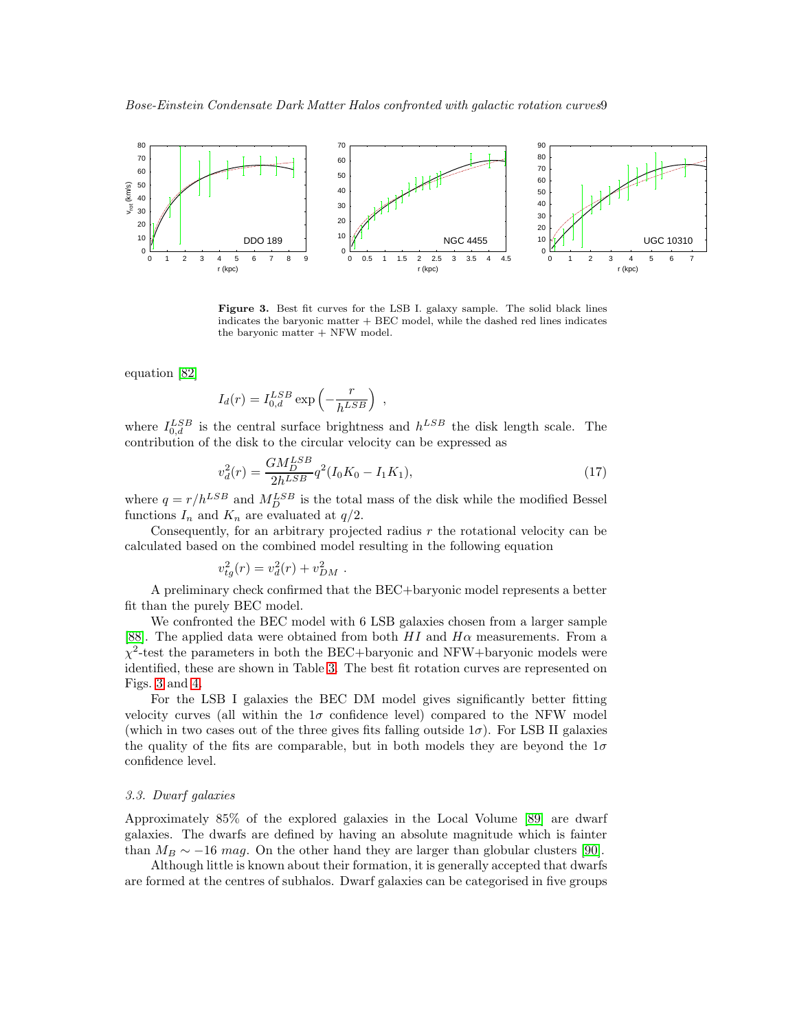**Figure 3.** Best fit curves for the LSB I. galaxy sample. The solid black lines indicates the baryonic matter + BEC model, while the dashed red lines indicates the baryonic matter + NFW model.

equation [82]

$$I_d(r) = I_{0,d}^{LSB} \exp\left(-\frac{r}{h^{LSB}}\right) \ ,$$

where $I_{0,d}^{LSB}$ is the central surface brightness and $h^{LSB}$ the disk length scale. The contribution of the disk to the circular velocity can be expressed as

$$v_d^2(r) = \frac{GM_D^{LSB}}{2h^{LSB}} q^2 (I_0 K_0 - I_1 K_1), \tag{17}$$

where $q = r/h^{LSB}$ and $M_D^{LSB}$ is the total mass of the disk while the modified Bessel functions $I_n$ and $K_n$ are evaluated at $q/2$.

Consequently, for an arbitrary projected radius $r$ the rotational velocity can be calculated based on the combined model resulting in the following equation

$$v_{tg}^2(r) = v_d^2(r) + v_{DM}^2 \ .$$

A preliminary check confirmed that the BEC+baryonic model represents a better fit than the purely BEC model.

We confronted the BEC model with 6 LSB galaxies chosen from a larger sample [88]. The applied data were obtained from both $HI$ and $H\alpha$ measurements. From a $\chi^2$-test the parameters in both the BEC+baryonic and NFW+baryonic models were identified, these are shown in Table 3. The best fit rotation curves are represented on Figs. 3 and 4.

For the LSB I galaxies the BEC DM model gives significantly better fitting velocity curves (all within the $1\sigma$ confidence level) compared to the NFW model (which in two cases out of the three gives fits falling outside $1\sigma$). For LSB II galaxies the quality of the fits are comparable, but in both models they are beyond the $1\sigma$ confidence level.

### 3.3. Dwarf galaxies

Approximately 85% of the explored galaxies in the Local Volume [89] are dwarf galaxies. The dwarfs are defined by having an absolute magnitude which is fainter than $M_B \sim -16$ *mag*. On the other hand they are larger than globular clusters [90].

Although little is known about their formation, it is generally accepted that dwarfs are formed at the centres of subhalos. Dwarf galaxies can be categorised in five groups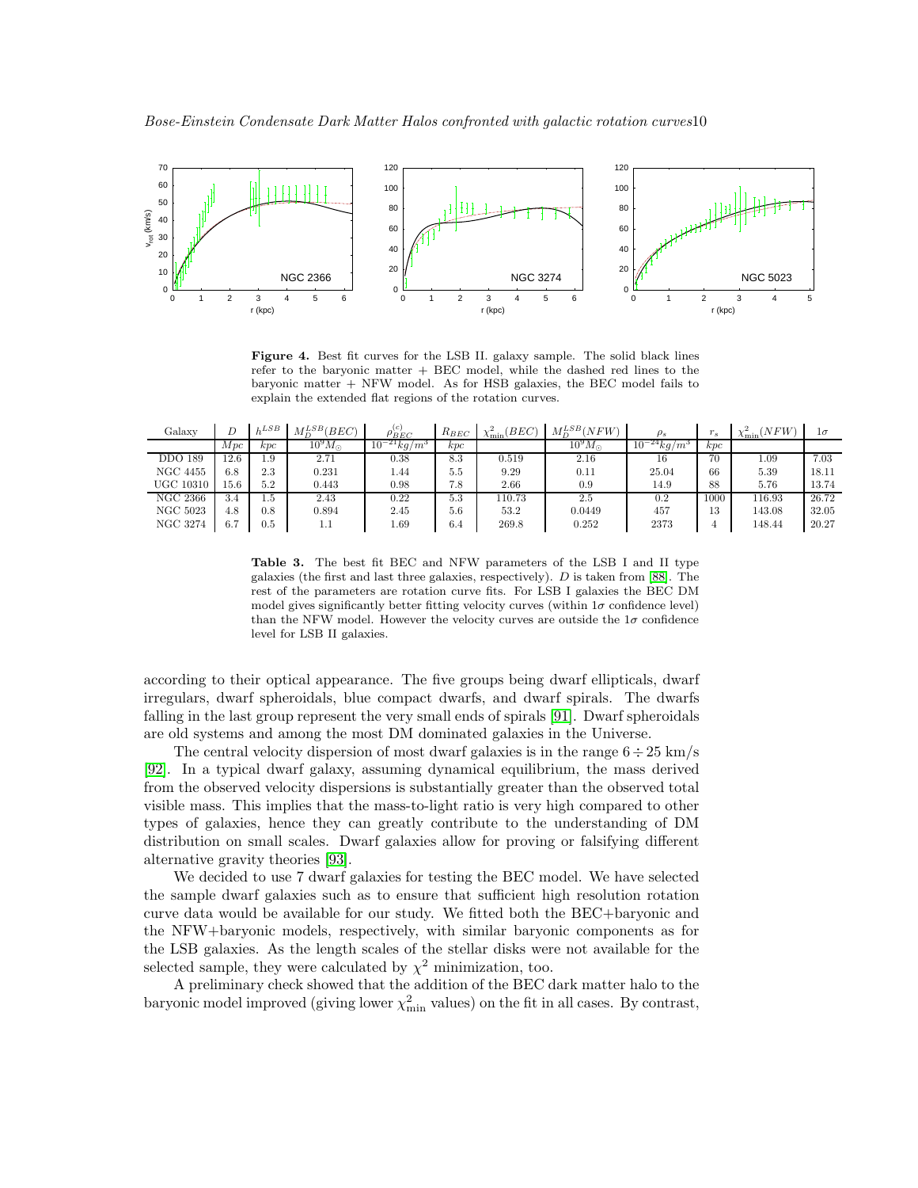**Figure 4.** Best fit curves for the LSB II. galaxy sample. The solid black lines refer to the baryonic matter + BEC model, while the dashed red lines to the baryonic matter + NFW model. As for HSB galaxies, the BEC model fails to explain the extended flat regions of the rotation curves.

| Galaxy | $D$ | $h^{LSB}$ | $M_D^{LSB}(BEC)$ | $\rho_{BEC}^{(c)}$ | $R_{BEC}$ | $\chi^2_{\min}(BEC)$ | $M_D^{LSB}(NFW)$ | $\rho_s$ | $r_s$ | $\chi^2_{\min}(NFW)$ | $1\sigma$ |
|---|---|---|---|---|---|---|---|---|---|---|---|
| | $Mpc$ | $kpc$ | $10^9 M_\odot$ | $10^{-21} kg/m^3$ | $kpc$ | | $10^9 M_\odot$ | $10^{-24} kg/m^3$ | $kpc$ | | |
| DDO 189 | 12.6 | 1.9 | 2.71 | 0.38 | 8.3 | 0.519 | 2.16 | 16 | 70 | 1.09 | 7.03 |
| NGC 4455 | 6.8 | 2.3 | 0.231 | 1.44 | 5.5 | 9.29 | 0.11 | 25.04 | 66 | 5.39 | 18.11 |
| UGC 10310 | 15.6 | 5.2 | 0.443 | 0.98 | 7.8 | 2.66 | 0.9 | 14.9 | 88 | 5.76 | 13.74 |
| NGC 2366 | 3.4 | 1.5 | 2.43 | 0.22 | 5.3 | 110.73 | 2.5 | 0.2 | 1000 | 116.93 | 26.72 |
| NGC 5023 | 4.8 | 0.8 | 0.894 | 2.45 | 5.6 | 53.2 | 0.0449 | 457 | 13 | 143.08 | 32.05 |
| NGC 3274 | 6.7 | 0.5 | 1.1 | 1.69 | 6.4 | 269.8 | 0.252 | 2373 | 4 | 148.44 | 20.27 |

**Table 3.** The best fit BEC and NFW parameters of the LSB I and II type galaxies (the first and last three galaxies, respectively). $D$ is taken from [88]. The rest of the parameters are rotation curve fits. For LSB I galaxies the BEC DM model gives significantly better fitting velocity curves (within $1\sigma$ confidence level) than the NFW model. However the velocity curves are outside the $1\sigma$ confidence level for LSB II galaxies.

according to their optical appearance. The five groups being dwarf ellipticals, dwarf irregulars, dwarf spheroidals, blue compact dwarfs, and dwarf spirals. The dwarfs falling in the last group represent the very small ends of spirals [91]. Dwarf spheroidals are old systems and among the most DM dominated galaxies in the Universe.

The central velocity dispersion of most dwarf galaxies is in the range $6 \div 25$ km/s [92]. In a typical dwarf galaxy, assuming dynamical equilibrium, the mass derived from the observed velocity dispersions is substantially greater than the observed total visible mass. This implies that the mass-to-light ratio is very high compared to other types of galaxies, hence they can greatly contribute to the understanding of DM distribution on small scales. Dwarf galaxies allow for proving or falsifying different alternative gravity theories [93].

We decided to use 7 dwarf galaxies for testing the BEC model. We have selected the sample dwarf galaxies such as to ensure that sufficient high resolution rotation curve data would be available for our study. We fitted both the BEC+baryonic and the NFW+baryonic models, respectively, with similar baryonic components as for the LSB galaxies. As the length scales of the stellar disks were not available for the selected sample, they were calculated by $\chi^2$ minimization, too.

A preliminary check showed that the addition of the BEC dark matter halo to the baryonic model improved (giving lower $\chi^2_{\min}$ values) on the fit in all cases. By contrast,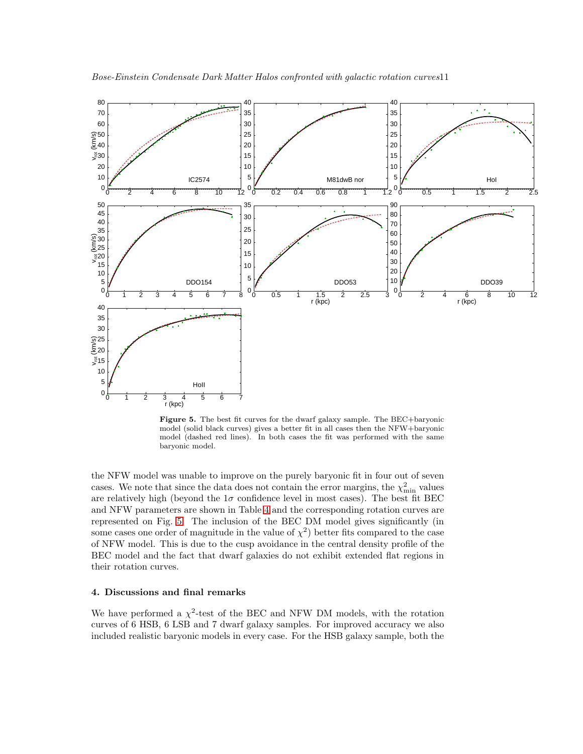**Figure 5.** The best fit curves for the dwarf galaxy sample. The BEC+baryonic model (solid black curves) gives a better fit in all cases then the NFW+baryonic model (dashed red lines). In both cases the fit was performed with the same baryonic model.

the NFW model was unable to improve on the purely baryonic fit in four out of seven cases. We note that since the data does not contain the error margins, the $\chi^2_{\rm min}$ values are relatively high (beyond the $1\sigma$ confidence level in most cases). The best fit BEC and NFW parameters are shown in Table 4 and the corresponding rotation curves are represented on Fig. 5. The inclusion of the BEC DM model gives significantly (in some cases one order of magnitude in the value of $\chi^2$) better fits compared to the case of NFW model. This is due to the cusp avoidance in the central density profile of the BEC model and the fact that dwarf galaxies do not exhibit extended flat regions in their rotation curves.

## 4. Discussions and final remarks

We have performed a $\chi^2$-test of the BEC and NFW DM models, with the rotation curves of 6 HSB, 6 LSB and 7 dwarf galaxy samples. For improved accuracy we also included realistic baryonic models in every case. For the HSB galaxy sample, both the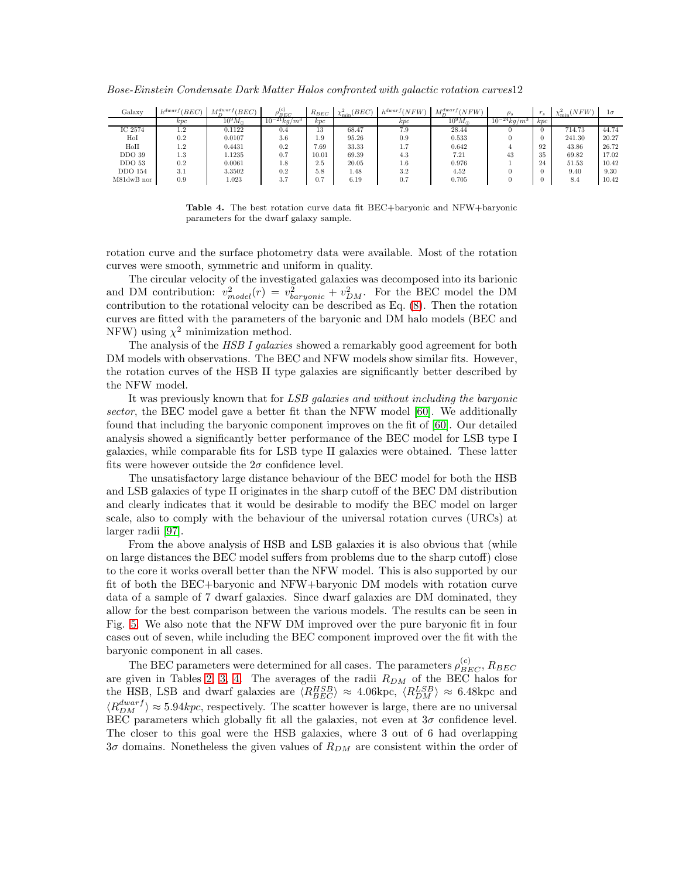| Galaxy | $h^{dwarf}(BEC)$ | $M_D^{dwarf}(BEC)$ | $\rho_{BEC}^{(c)}$ | $R_{BEC}$ | $\chi^2_{\min}(BEC)$ | $h^{dwarf}(NFW)$ | $M_D^{dwarf}(NFW)$ | $\rho_s$ | $r_s$ | $\chi^2_{\min}(NFW)$ | $1\sigma$ |
|---|---|---|---|---|---|---|---|---|---|---|---|
| | $kpc$ | $10^9 M_\odot$ | $10^{-21} kg/m^3$ | $kpc$ | | $kpc$ | $10^9 M_\odot$ | $10^{-24} kg/m^3$ | $kpc$ | | |
| IC 2574 | 1.2 | 0.1122 | 0.4 | 13 | 68.47 | 7.9 | 28.44 | 0 | 0 | 714.73 | 44.74 |
| HoI | 0.2 | 0.0107 | 3.6 | 1.9 | 95.26 | 0.9 | 0.533 | 0 | 0 | 241.30 | 20.27 |
| HoII | 1.2 | 0.4431 | 0.2 | 7.69 | 33.33 | 1.7 | 0.642 | 4 | 92 | 43.86 | 26.72 |
| DDO 39 | 1.3 | 1.1235 | 0.7 | 10.01 | 69.39 | 4.3 | 7.21 | 43 | 35 | 69.82 | 17.02 |
| DDO 53 | 0.2 | 0.0061 | 1.8 | 2.5 | 20.05 | 1.6 | 0.976 | 1 | 24 | 51.53 | 10.42 |
| DDO 154 | 3.1 | 3.3502 | 0.2 | 5.8 | 1.48 | 3.2 | 4.52 | 0 | 0 | 9.40 | 9.30 |
| M81dwB nor | 0.9 | 1.023 | 3.7 | 0.7 | 6.19 | 0.7 | 0.705 | 0 | 0 | 8.4 | 10.42 |

**Table 4.** The best rotation curve data fit BEC+baryonic and NFW+baryonic parameters for the dwarf galaxy sample.

rotation curve and the surface photometry data were available. Most of the rotation curves were smooth, symmetric and uniform in quality.

The circular velocity of the investigated galaxies was decomposed into its barionic and DM contribution: $v^2_{model}(r) = v^2_{baryonic} + v^2_{DM}$. For the BEC model the DM contribution to the rotational velocity can be described as Eq. (8). Then the rotation curves are fitted with the parameters of the baryonic and DM halo models (BEC and NFW) using $\chi^2$ minimization method.

The analysis of the *HSB I galaxies* showed a remarkably good agreement for both DM models with observations. The BEC and NFW models show similar fits. However, the rotation curves of the HSB II type galaxies are significantly better described by the NFW model.

It was previously known that for *LSB galaxies and without including the baryonic sector*, the BEC model gave a better fit than the NFW model [60]. We additionally found that including the baryonic component improves on the fit of [60]. Our detailed analysis showed a significantly better performance of the BEC model for LSB type I galaxies, while comparable fits for LSB type II galaxies were obtained. These latter fits were however outside the $2\sigma$ confidence level.

The unsatisfactory large distance behaviour of the BEC model for both the HSB and LSB galaxies of type II originates in the sharp cutoff of the BEC DM distribution and clearly indicates that it would be desirable to modify the BEC model on larger scale, also to comply with the behaviour of the universal rotation curves (URCs) at larger radii [97].

From the above analysis of HSB and LSB galaxies it is also obvious that (while on large distances the BEC model suffers from problems due to the sharp cutoff) close to the core it works overall better than the NFW model. This is also supported by our fit of both the BEC+baryonic and NFW+baryonic DM models with rotation curve data of a sample of 7 dwarf galaxies. Since dwarf galaxies are DM dominated, they allow for the best comparison between the various models. The results can be seen in Fig. 5. We also note that the NFW DM improved over the pure baryonic fit in four cases out of seven, while including the BEC component improved over the fit with the baryonic component in all cases.

The BEC parameters were determined for all cases. The parameters $\rho_{BEC}^{(c)}$, $R_{BEC}$ are given in Tables 2, 3, 4. The averages of the radii $R_{DM}$ of the BEC halos for the HSB, LSB and dwarf galaxies are $\langle R_{BEC}^{HSB} \rangle \approx 4.06$kpc, $\langle R_{DM}^{LSB} \rangle \approx 6.48$kpc and $\langle R_{DM}^{dwarf} \rangle \approx 5.94 kpc$, respectively. The scatter however is large, there are no universal BEC parameters which globally fit all the galaxies, not even at $3\sigma$ confidence level. The closer to this goal were the HSB galaxies, where 3 out of 6 had overlapping $3\sigma$ domains. Nonetheless the given values of $R_{DM}$ are consistent within the order of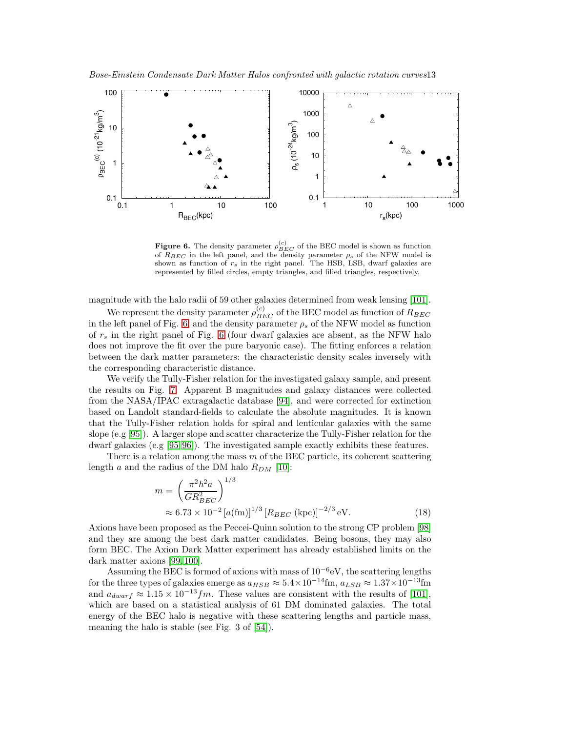**Figure 6.** The density parameter $\rho_{BEC}^{(c)}$ of the BEC model is shown as function of $R_{BEC}$ in the left panel, and the density parameter $\rho_s$ of the NFW model is shown as function of $r_s$ in the right panel. The HSB, LSB, dwarf galaxies are represented by filled circles, empty triangles, and filled triangles, respectively.

magnitude with the halo radii of 59 other galaxies determined from weak lensing [101].

We represent the density parameter $\rho_{BEC}^{(c)}$ of the BEC model as function of $R_{BEC}$ in the left panel of Fig. 6, and the density parameter $\rho_s$ of the NFW model as function of $r_s$ in the right panel of Fig. 6 (four dwarf galaxies are absent, as the NFW halo does not improve the fit over the pure baryonic case). The fitting enforces a relation between the dark matter parameters: the characteristic density scales inversely with the corresponding characteristic distance.

We verify the Tully-Fisher relation for the investigated galaxy sample, and present the results on Fig. 7. Apparent B magnitudes and galaxy distances were collected from the NASA/IPAC extragalactic database [94], and were corrected for extinction based on Landolt standard-fields to calculate the absolute magnitudes. It is known that the Tully-Fisher relation holds for spiral and lenticular galaxies with the same slope (e.g [95]). A larger slope and scatter characterize the Tully-Fisher relation for the dwarf galaxies (e.g [95, 96]). The investigated sample exactly exhibits these features.

There is a relation among the mass $m$ of the BEC particle, its coherent scattering length $a$ and the radius of the DM halo $R_{DM}$ [10]:

$$
\begin{aligned}
m &= \left( \frac{\pi^2 \hbar^2 a}{G R_{BEC}^2} \right)^{1/3} \\
&\approx 6.73 \times 10^{-2} \left[ a(\mathrm{fm}) \right]^{1/3} \left[ R_{BEC}\ (\mathrm{kpc}) \right]^{-2/3} \mathrm{eV}. \qquad (18)
\end{aligned}
$$

Axions have been proposed as the Peccei-Quinn solution to the strong CP problem [98] and they are among the best dark matter candidates. Being bosons, they may also form BEC. The Axion Dark Matter experiment has already established limits on the dark matter axions [99, 100].

Assuming the BEC is formed of axions with mass of $10^{-6}$eV, the scattering lengths for the three types of galaxies emerge as $a_{HSB} \approx 5.4 \times 10^{-14}$fm, $a_{LSB} \approx 1.37 \times 10^{-13}$fm and $a_{dwarf} \approx 1.15 \times 10^{-13} fm$. These values are consistent with the results of [101], which are based on a statistical analysis of 61 DM dominated galaxies. The total energy of the BEC halo is negative with these scattering lengths and particle mass, meaning the halo is stable (see Fig. 3 of [54]).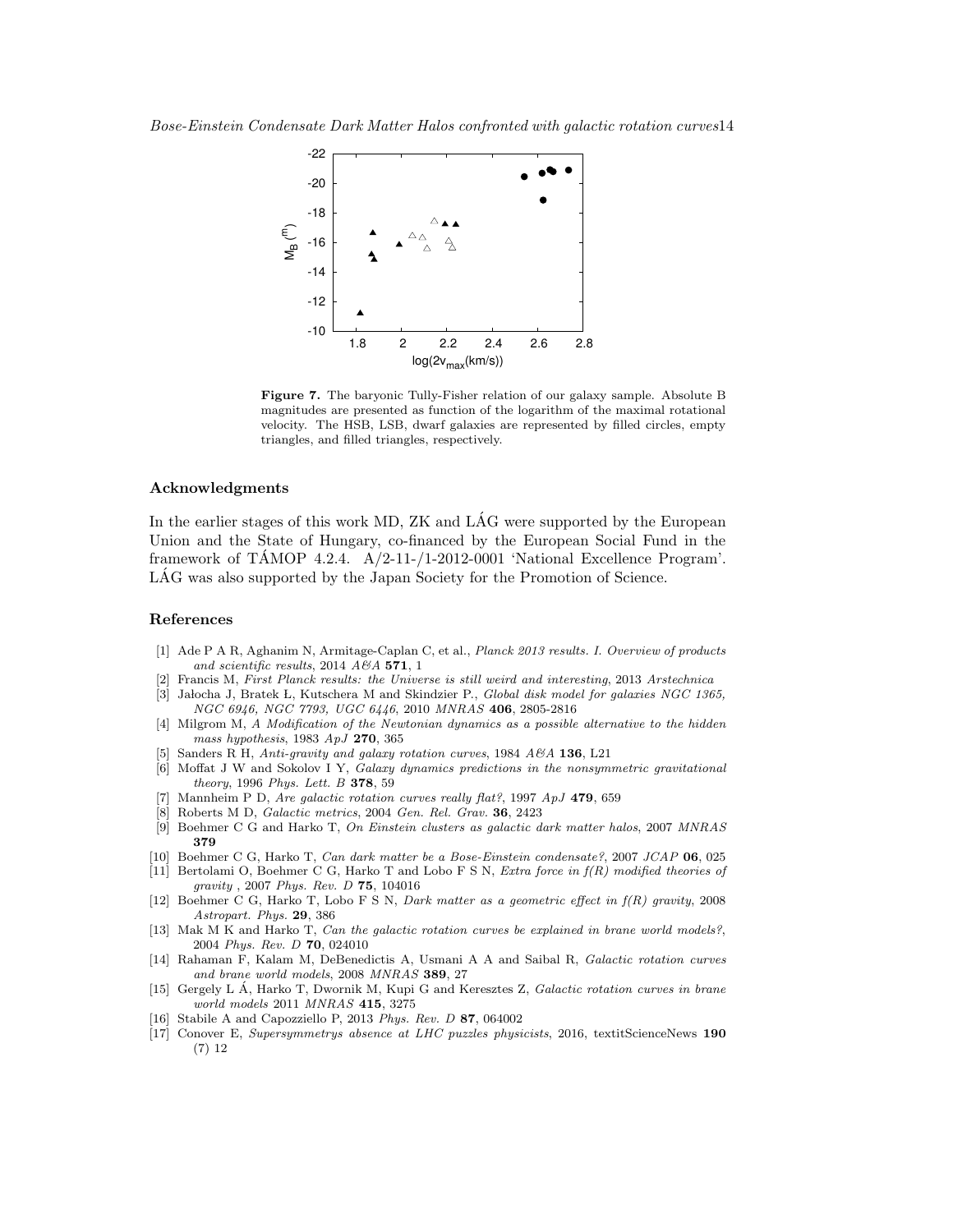**Figure 7.** The baryonic Tully-Fisher relation of our galaxy sample. Absolute B magnitudes are presented as function of the logarithm of the maximal rotational velocity. The HSB, LSB, dwarf galaxies are represented by filled circles, empty triangles, and filled triangles, respectively.

## Acknowledgments

In the earlier stages of this work MD, ZK and LÁG were supported by the European Union and the State of Hungary, co-financed by the European Social Fund in the framework of TÁMOP 4.2.4. A/2-11-/1-2012-0001 'National Excellence Program'. LÁG was also supported by the Japan Society for the Promotion of Science.

## References

[1] Ade P A R, Aghanim N, Armitage-Caplan C, et al., *Planck 2013 results. I. Overview of products and scientific results*, 2014 *A&A* **571**, 1

[2] Francis M, *First Planck results: the Universe is still weird and interesting*, 2013 *Arstechnica*

[3] Jałocha J, Bratek Ł, Kutschera M and Skindzier P., *Global disk model for galaxies NGC 1365, NGC 6946, NGC 7793, UGC 6446*, 2010 *MNRAS* **406**, 2805-2816

[4] Milgrom M, *A Modification of the Newtonian dynamics as a possible alternative to the hidden mass hypothesis*, 1983 *ApJ* **270**, 365

[5] Sanders R H, *Anti-gravity and galaxy rotation curves*, 1984 *A&A* **136**, L21

[6] Moffat J W and Sokolov I Y, *Galaxy dynamics predictions in the nonsymmetric gravitational theory*, 1996 *Phys. Lett. B* **378**, 59

[7] Mannheim P D, *Are galactic rotation curves really flat?*, 1997 *ApJ* **479**, 659

[8] Roberts M D, *Galactic metrics*, 2004 *Gen. Rel. Grav.* **36**, 2423

[9] Boehmer C G and Harko T, *On Einstein clusters as galactic dark matter halos*, 2007 *MNRAS* **379**

[10] Boehmer C G, Harko T, *Can dark matter be a Bose-Einstein condensate?*, 2007 *JCAP* **06**, 025

[11] Bertolami O, Boehmer C G, Harko T and Lobo F S N, *Extra force in f(R) modified theories of gravity* , 2007 *Phys. Rev. D* **75**, 104016

[12] Boehmer C G, Harko T, Lobo F S N, *Dark matter as a geometric effect in f(R) gravity*, 2008 *Astropart. Phys.* **29**, 386

[13] Mak M K and Harko T, *Can the galactic rotation curves be explained in brane world models?*, 2004 *Phys. Rev. D* **70**, 024010

[14] Rahaman F, Kalam M, DeBenedictis A, Usmani A A and Saibal R, *Galactic rotation curves and brane world models*, 2008 *MNRAS* **389**, 27

[15] Gergely L Á, Harko T, Dwornik M, Kupi G and Keresztes Z, *Galactic rotation curves in brane world models* 2011 *MNRAS* **415**, 3275

[16] Stabile A and Capozziello P, 2013 *Phys. Rev. D* **87**, 064002

[17] Conover E, *Supersymmetrys absence at LHC puzzles physicists*, 2016, textitScienceNews **190** (7) 12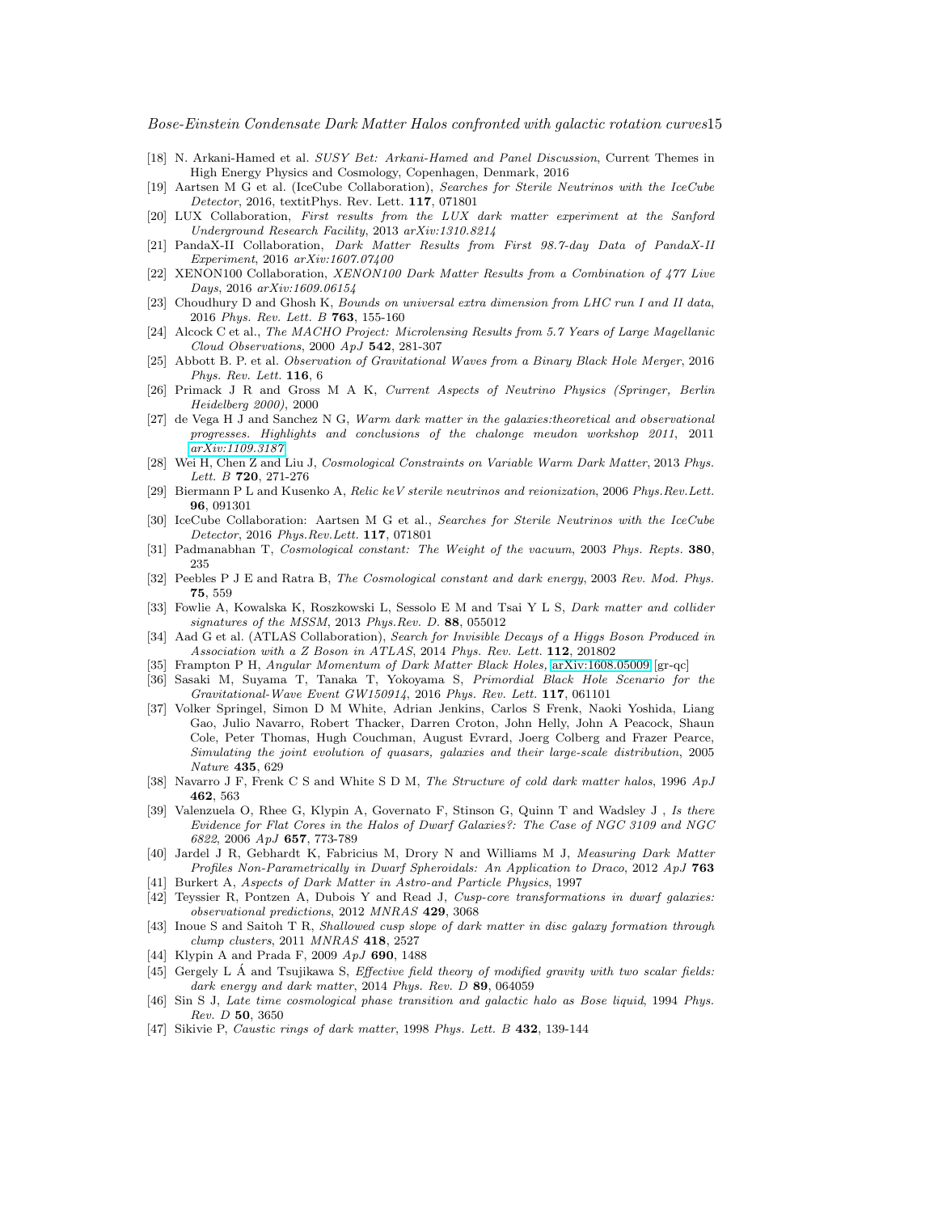- [18] N. Arkani-Hamed et al. *SUSY Bet: Arkani-Hamed and Panel Discussion*, Current Themes in High Energy Physics and Cosmology, Copenhagen, Denmark, 2016
- [19] Aartsen M G et al. (IceCube Collaboration), *Searches for Sterile Neutrinos with the IceCube Detector*, 2016, textitPhys. Rev. Lett. **117**, 071801
- [20] LUX Collaboration, *First results from the LUX dark matter experiment at the Sanford Underground Research Facility*, 2013 *arXiv:1310.8214*
- [21] PandaX-II Collaboration, *Dark Matter Results from First 98.7-day Data of PandaX-II Experiment*, 2016 *arXiv:1607.07400*
- [22] XENON100 Collaboration, *XENON100 Dark Matter Results from a Combination of 477 Live Days*, 2016 *arXiv:1609.06154*
- [23] Choudhury D and Ghosh K, *Bounds on universal extra dimension from LHC run I and II data*, 2016 *Phys. Rev. Lett. B* **763**, 155-160
- [24] Alcock C et al., *The MACHO Project: Microlensing Results from 5.7 Years of Large Magellanic Cloud Observations*, 2000 *ApJ* **542**, 281-307
- [25] Abbott B. P. et al. *Observation of Gravitational Waves from a Binary Black Hole Merger*, 2016 *Phys. Rev. Lett.* **116**, 6
- [26] Primack J R and Gross M A K, *Current Aspects of Neutrino Physics (Springer, Berlin Heidelberg 2000)*, 2000
- [27] de Vega H J and Sanchez N G, *Warm dark matter in the galaxies:theoretical and observational progresses. Highlights and conclusions of the chalonge meudon workshop 2011*, 2011 *arXiv:1109.3187*
- [28] Wei H, Chen Z and Liu J, *Cosmological Constraints on Variable Warm Dark Matter*, 2013 *Phys. Lett. B* **720**, 271-276
- [29] Biermann P L and Kusenko A, *Relic keV sterile neutrinos and reionization*, 2006 *Phys.Rev.Lett.* **96**, 091301
- [30] IceCube Collaboration: Aartsen M G et al., *Searches for Sterile Neutrinos with the IceCube Detector*, 2016 *Phys.Rev.Lett.* **117**, 071801
- [31] Padmanabhan T, *Cosmological constant: The Weight of the vacuum*, 2003 *Phys. Repts.* **380**, 235
- [32] Peebles P J E and Ratra B, *The Cosmological constant and dark energy*, 2003 *Rev. Mod. Phys.* **75**, 559
- [33] Fowlie A, Kowalska K, Roszkowski L, Sessolo E M and Tsai Y L S, *Dark matter and collider signatures of the MSSM*, 2013 *Phys.Rev. D.* **88**, 055012
- [34] Aad G et al. (ATLAS Collaboration), *Search for Invisible Decays of a Higgs Boson Produced in Association with a Z Boson in ATLAS*, 2014 *Phys. Rev. Lett.* **112**, 201802
- [35] Frampton P H, *Angular Momentum of Dark Matter Black Holes*, arXiv:1608.05009 [gr-qc]
- [36] Sasaki M, Suyama T, Tanaka T, Yokoyama S, *Primordial Black Hole Scenario for the Gravitational-Wave Event GW150914*, 2016 *Phys. Rev. Lett.* **117**, 061101
- [37] Volker Springel, Simon D M White, Adrian Jenkins, Carlos S Frenk, Naoki Yoshida, Liang Gao, Julio Navarro, Robert Thacker, Darren Croton, John Helly, John A Peacock, Shaun Cole, Peter Thomas, Hugh Couchman, August Evrard, Joerg Colberg and Frazer Pearce, *Simulating the joint evolution of quasars, galaxies and their large-scale distribution*, 2005 *Nature* **435**, 629
- [38] Navarro J F, Frenk C S and White S D M, *The Structure of cold dark matter halos*, 1996 *ApJ* **462**, 563
- [39] Valenzuela O, Rhee G, Klypin A, Governato F, Stinson G, Quinn T and Wadsley J , *Is there Evidence for Flat Cores in the Halos of Dwarf Galaxies?: The Case of NGC 3109 and NGC 6822*, 2006 *ApJ* **657**, 773-789
- [40] Jardel J R, Gebhardt K, Fabricius M, Drory N and Williams M J, *Measuring Dark Matter Profiles Non-Parametrically in Dwarf Spheroidals: An Application to Draco*, 2012 *ApJ* **763**
- [41] Burkert A, *Aspects of Dark Matter in Astro-and Particle Physics*, 1997
- [42] Teyssier R, Pontzen A, Dubois Y and Read J, *Cusp-core transformations in dwarf galaxies: observational predictions*, 2012 *MNRAS* **429**, 3068
- [43] Inoue S and Saitoh T R, *Shallowed cusp slope of dark matter in disc galaxy formation through clump clusters*, 2011 *MNRAS* **418**, 2527
- [44] Klypin A and Prada F, 2009 *ApJ* **690**, 1488
- [45] Gergely L Á and Tsujikawa S, *Effective field theory of modified gravity with two scalar fields: dark energy and dark matter*, 2014 *Phys. Rev. D* **89**, 064059
- [46] Sin S J, *Late time cosmological phase transition and galactic halo as Bose liquid*, 1994 *Phys. Rev. D* **50**, 3650
- [47] Sikivie P, *Caustic rings of dark matter*, 1998 *Phys. Lett. B* **432**, 139-144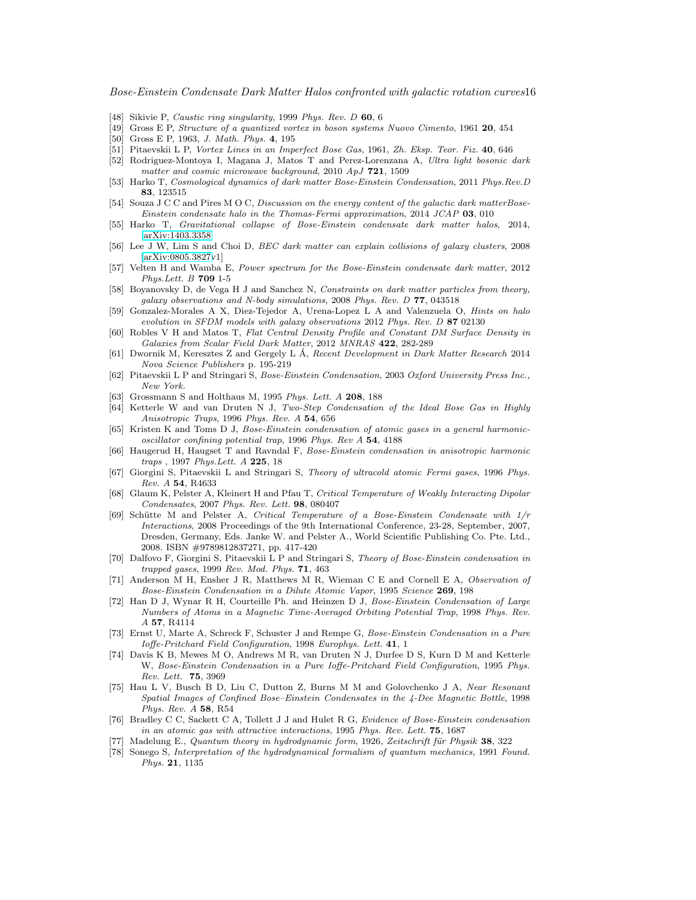[48] Sikivie P, *Caustic ring singularity*, 1999 *Phys. Rev. D* **60**, 6

[49] Gross E P, *Structure of a quantized vortex in boson systems Nuovo Cimento*, 1961 **20**, 454

[50] Gross E P, 1963, *J. Math. Phys.* **4**, 195

[51] Pitaevskii L P, *Vortex Lines in an Imperfect Bose Gas*, 1961, *Zh. Eksp. Teor. Fiz.* **40**, 646

[52] Rodriguez-Montoya I, Magana J, Matos T and Perez-Lorenzana A, *Ultra light bosonic dark matter and cosmic microwave background*, 2010 *ApJ* **721**, 1509

[53] Harko T, *Cosmological dynamics of dark matter Bose-Einstein Condensation*, 2011 *Phys.Rev.D* **83**, 123515

[54] Souza J C C and Pires M O C, *Discussion on the energy content of the galactic dark matterBose-Einstein condensate halo in the Thomas-Fermi approximation*, 2014 *JCAP* **03**, 010

[55] Harko T, *Gravitational collapse of Bose-Einstein condensate dark matter halos*, 2014, arXiv:1403.3358

[56] Lee J W, Lim S and Choi D, *BEC dark matter can explain collisions of galaxy clusters*, 2008 [arXiv:0805.3827v1]

[57] Velten H and Wamba E, *Power spectrum for the Bose-Einstein condensate dark matter*, 2012 *Phys.Lett. B* **709** 1-5

[58] Boyanovsky D, de Vega H J and Sanchez N, *Constraints on dark matter particles from theory, galaxy observations and N-body simulations*, 2008 *Phys. Rev. D* **77**, 043518

[59] Gonzalez-Morales A X, Diez-Tejedor A, Urena-Lopez L A and Valenzuela O, *Hints on halo evolution in SFDM models with galaxy observations* 2012 *Phys. Rev. D* **87** 02130

[60] Robles V H and Matos T, *Flat Central Density Profile and Constant DM Surface Density in Galaxies from Scalar Field Dark Matter*, 2012 *MNRAS* **422**, 282-289

[61] Dwornik M, Keresztes Z and Gergely L Á, *Recent Development in Dark Matter Research* 2014 *Nova Science Publishers* p. 195-219

[62] Pitaevskii L P and Stringari S, *Bose-Einstein Condensation*, 2003 *Oxford University Press Inc., New York.*

[63] Grossmann S and Holthaus M, 1995 *Phys. Lett. A* **208**, 188

[64] Ketterle W and van Druten N J, *Two-Step Condensation of the Ideal Bose Gas in Highly Anisotropic Traps*, 1996 *Phys. Rev. A* **54**, 656

[65] Kristen K and Toms D J, *Bose-Einstein condensation of atomic gases in a general harmonic-oscillator confining potential trap*, 1996 *Phys. Rev A* **54**, 4188

[66] Haugerud H, Haugset T and Ravndal F, *Bose-Einstein condensation in anisotropic harmonic traps* , 1997 *Phys.Lett. A* **225**, 18

[67] Giorgini S, Pitaevskii L and Stringari S, *Theory of ultracold atomic Fermi gases*, 1996 *Phys. Rev. A* **54**, R4633

[68] Glaum K, Pelster A, Kleinert H and Pfau T, *Critical Temperature of Weakly Interacting Dipolar Condensates*, 2007 *Phys. Rev. Lett.* **98**, 080407

[69] Schütte M and Pelster A, *Critical Temperature of a Bose-Einstein Condensate with 1/r Interactions*, 2008 Proceedings of the 9th International Conference, 23-28, September, 2007, Dresden, Germany, Eds. Janke W. and Pelster A., World Scientific Publishing Co. Pte. Ltd., 2008. ISBN #9789812837271, pp. 417-420

[70] Dalfovo F, Giorgini S, Pitaevskii L P and Stringari S, *Theory of Bose-Einstein condensation in trapped gases*, 1999 *Rev. Mod. Phys.* **71**, 463

[71] Anderson M H, Ensher J R, Matthews M R, Wieman C E and Cornell E A, *Observation of Bose-Einstein Condensation in a Dilute Atomic Vapor*, 1995 *Science* **269**, 198

[72] Han D J, Wynar R H, Courteille Ph. and Heinzen D J, *Bose-Einstein Condensation of Large Numbers of Atoms in a Magnetic Time-Averaged Orbiting Potential Trap*, 1998 *Phys. Rev. A* **57**, R4114

[73] Ernst U, Marte A, Schreck F, Schuster J and Rempe G, *Bose-Einstein Condensation in a Pure Ioffe-Pritchard Field Configuration*, 1998 *Europhys. Lett.* **41**, 1

[74] Davis K B, Mewes M O, Andrews M R, van Druten N J, Durfee D S, Kurn D M and Ketterle W, *Bose-Einstein Condensation in a Pure Ioffe-Pritchard Field Configuration*, 1995 *Phys. Rev. Lett.* **75**, 3969

[75] Hau L V, Busch B D, Liu C, Dutton Z, Burns M M and Golovchenko J A, *Near Resonant Spatial Images of Confined Bose–Einstein Condensates in the 4-Dee Magnetic Bottle*, 1998 *Phys. Rev. A* **58**, R54

[76] Bradley C C, Sackett C A, Tollett J J and Hulet R G, *Evidence of Bose-Einstein condensation in an atomic gas with attractive interactions*, 1995 *Phys. Rev. Lett.* **75**, 1687

[77] Madelung E., *Quantum theory in hydrodynamic form*, 1926, *Zeitschrift für Physik* **38**, 322

[78] Sonego S, *Interpretation of the hydrodynamical formalism of quantum mechanics*, 1991 *Found. Phys.* **21**, 1135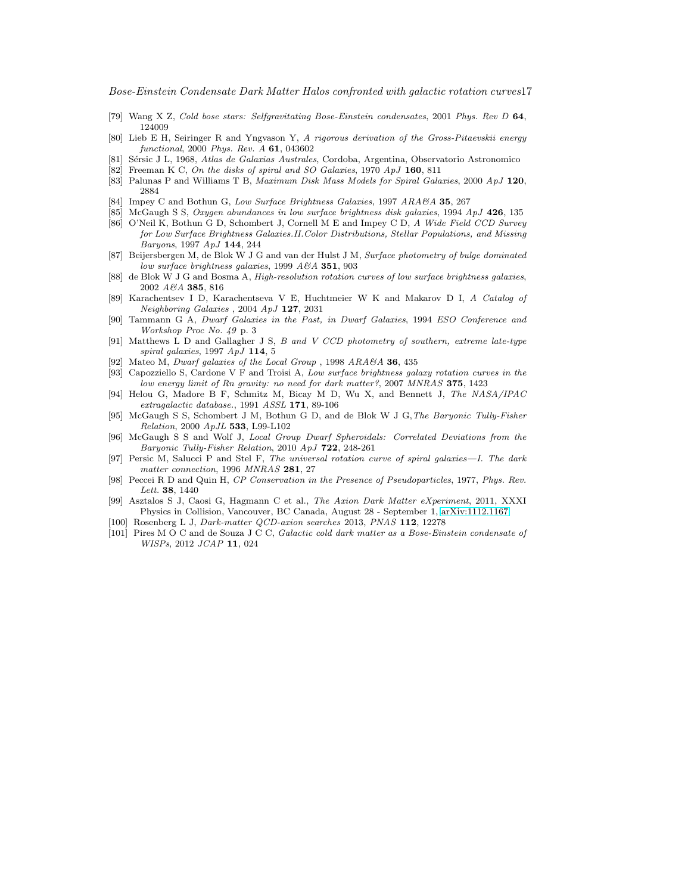[79] Wang X Z, *Cold bose stars: Selfgravitating Bose-Einstein condensates*, 2001 *Phys. Rev D* **64**, 124009

[80] Lieb E H, Seiringer R and Yngvason Y, *A rigorous derivation of the Gross-Pitaevskii energy functional*, 2000 *Phys. Rev. A* **61**, 043602

[81] Sérsic J L, 1968, *Atlas de Galaxias Australes*, Cordoba, Argentina, Observatorio Astronomico

[82] Freeman K C, *On the disks of spiral and SO Galaxies*, 1970 *ApJ* **160**, 811

[83] Palunas P and Williams T B, *Maximum Disk Mass Models for Spiral Galaxies*, 2000 *ApJ* **120**, 2884

[84] Impey C and Bothun G, *Low Surface Brightness Galaxies*, 1997 *ARA&A* **35**, 267

[85] McGaugh S S, *Oxygen abundances in low surface brightness disk galaxies*, 1994 *ApJ* **426**, 135

[86] O'Neil K, Bothun G D, Schombert J, Cornell M E and Impey C D, *A Wide Field CCD Survey for Low Surface Brightness Galaxies.II.Color Distributions, Stellar Populations, and Missing Baryons*, 1997 *ApJ* **144**, 244

[87] Beijersbergen M, de Blok W J G and van der Hulst J M, *Surface photometry of bulge dominated low surface brightness galaxies*, 1999 *A&A* **351**, 903

[88] de Blok W J G and Bosma A, *High-resolution rotation curves of low surface brightness galaxies*, 2002 *A&A* **385**, 816

[89] Karachentsev I D, Karachentseva V E, Huchtmeier W K and Makarov D I, *A Catalog of Neighboring Galaxies* , 2004 *ApJ* **127**, 2031

[90] Tammann G A, *Dwarf Galaxies in the Past, in Dwarf Galaxies*, 1994 *ESO Conference and Workshop Proc No. 49* p. 3

[91] Matthews L D and Gallagher J S, *B and V CCD photometry of southern, extreme late-type spiral galaxies*, 1997 *ApJ* **114**, 5

[92] Mateo M, *Dwarf galaxies of the Local Group* , 1998 *ARA&A* **36**, 435

[93] Capozziello S, Cardone V F and Troisi A, *Low surface brightness galaxy rotation curves in the low energy limit of Rn gravity: no need for dark matter?*, 2007 *MNRAS* **375**, 1423

[94] Helou G, Madore B F, Schmitz M, Bicay M D, Wu X, and Bennett J, *The NASA/IPAC extragalactic database.*, 1991 *ASSL* **171**, 89-106

[95] McGaugh S S, Schombert J M, Bothun G D, and de Blok W J G,*The Baryonic Tully-Fisher Relation*, 2000 *ApJL* **533**, L99-L102

[96] McGaugh S S and Wolf J, *Local Group Dwarf Spheroidals: Correlated Deviations from the Baryonic Tully-Fisher Relation*, 2010 *ApJ* **722**, 248-261

[97] Persic M, Salucci P and Stel F, *The universal rotation curve of spiral galaxies—I. The dark matter connection*, 1996 *MNRAS* **281**, 27

[98] Peccei R D and Quin H, *CP Conservation in the Presence of Pseudoparticles*, 1977, *Phys. Rev. Lett.* **38**, 1440

[99] Asztalos S J, Caosi G, Hagmann C et al., *The Axion Dark Matter eXperiment*, 2011, XXXI Physics in Collision, Vancouver, BC Canada, August 28 - September 1, arXiv:1112.1167

[100] Rosenberg L J, *Dark-matter QCD-axion searches* 2013, *PNAS* **112**, 12278

[101] Pires M O C and de Souza J C C, *Galactic cold dark matter as a Bose-Einstein condensate of WISPs*, 2012 *JCAP* **11**, 024